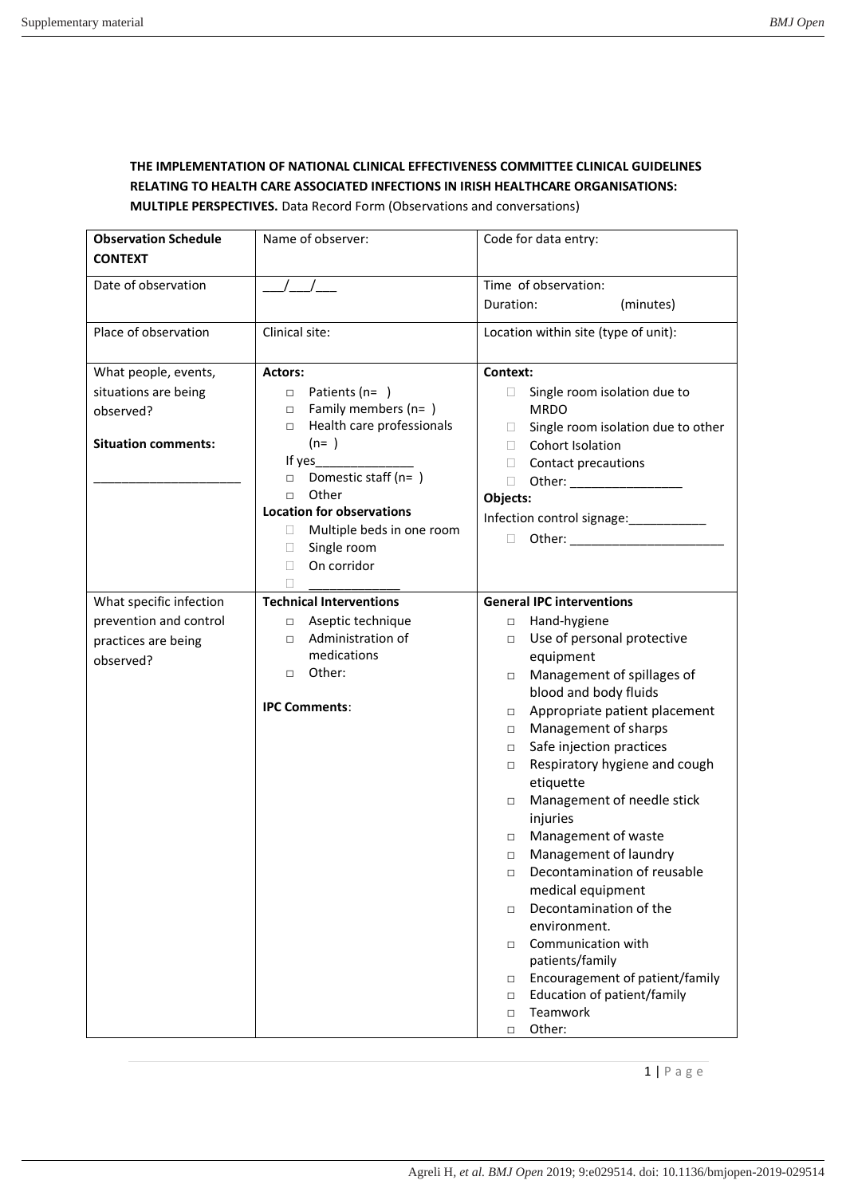**THE IMPLEMENTATION OF NATIONAL CLINICAL EFFECTIVENESS COMMITTEE CLINICAL GUIDELINES RELATING TO HEALTH CARE ASSOCIATED INFECTIONS IN IRISH HEALTHCARE ORGANISATIONS: MULTIPLE PERSPECTIVES.** Data Record Form (Observations and conversations)

| **Observation Schedule CONTEXT** | Name of observer: | Code for data entry: |
|---|---|---|
| Date of observation | ___/___/___ | Time of observation:<br>Duration: (minutes) |
| Place of observation | Clinical site: | Location within site (type of unit): |
| What people, events, situations are being observed?<br><br>**Situation comments:**<br><br>_____________________ | **Actors:**<br>□ Patients (n= )<br>□ Family members (n= )<br>□ Health care professionals (n= )<br>If yes_____________<br>□ Domestic staff (n= )<br>□ Other<br>**Location for observations**<br>□ Multiple beds in one room<br>□ Single room<br>□ On corridor<br>□ _____________ | **Context:**<br>□ Single room isolation due to MRDO<br>□ Single room isolation due to other<br>□ Cohort Isolation<br>□ Contact precautions<br>□ Other: ________________<br>**Objects:**<br>Infection control signage:___________<br>□ Other: ______________________ |
| What specific infection prevention and control practices are being observed? | **Technical Interventions**<br>□ Aseptic technique<br>□ Administration of medications<br>□ Other:<br><br>**IPC Comments**: | **General IPC interventions**<br>□ Hand-hygiene<br>□ Use of personal protective equipment<br>□ Management of spillages of blood and body fluids<br>□ Appropriate patient placement<br>□ Management of sharps<br>□ Safe injection practices<br>□ Respiratory hygiene and cough etiquette<br>□ Management of needle stick injuries<br>□ Management of waste<br>□ Management of laundry<br>□ Decontamination of reusable medical equipment<br>□ Decontamination of the environment.<br>□ Communication with patients/family<br>□ Encouragement of patient/family<br>□ Education of patient/family<br>□ Teamwork<br>□ Other: |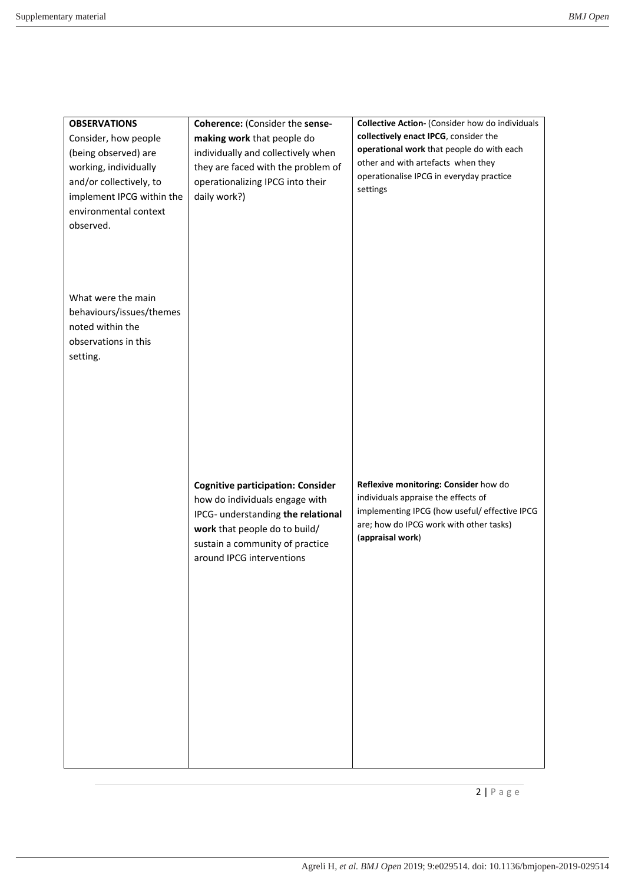| **OBSERVATIONS**<br>Consider, how people (being observed) are working, individually and/or collectively, to implement IPCG within the environmental context observed.<br><br>What were the main behaviours/issues/themes noted within the observations in this setting. | **Coherence:** (Consider the **sense-making work** that people do individually and collectively when they are faced with the problem of operationalizing IPCG into their daily work?) | **Collective Action-** (Consider how do individuals **collectively enact IPCG**, consider the **operational work** that people do with each other and with artefacts when they operationalise IPCG in everyday practice settings |
|---|---|---|
| | **Cognitive participation: Consider** how do individuals engage with IPCG- understanding **the relational work** that people do to build/ sustain a community of practice around IPCG interventions | **Reflexive monitoring: Consider** how do individuals appraise the effects of implementing IPCG (how useful/ effective IPCG are; how do IPCG work with other tasks) (**appraisal work**) |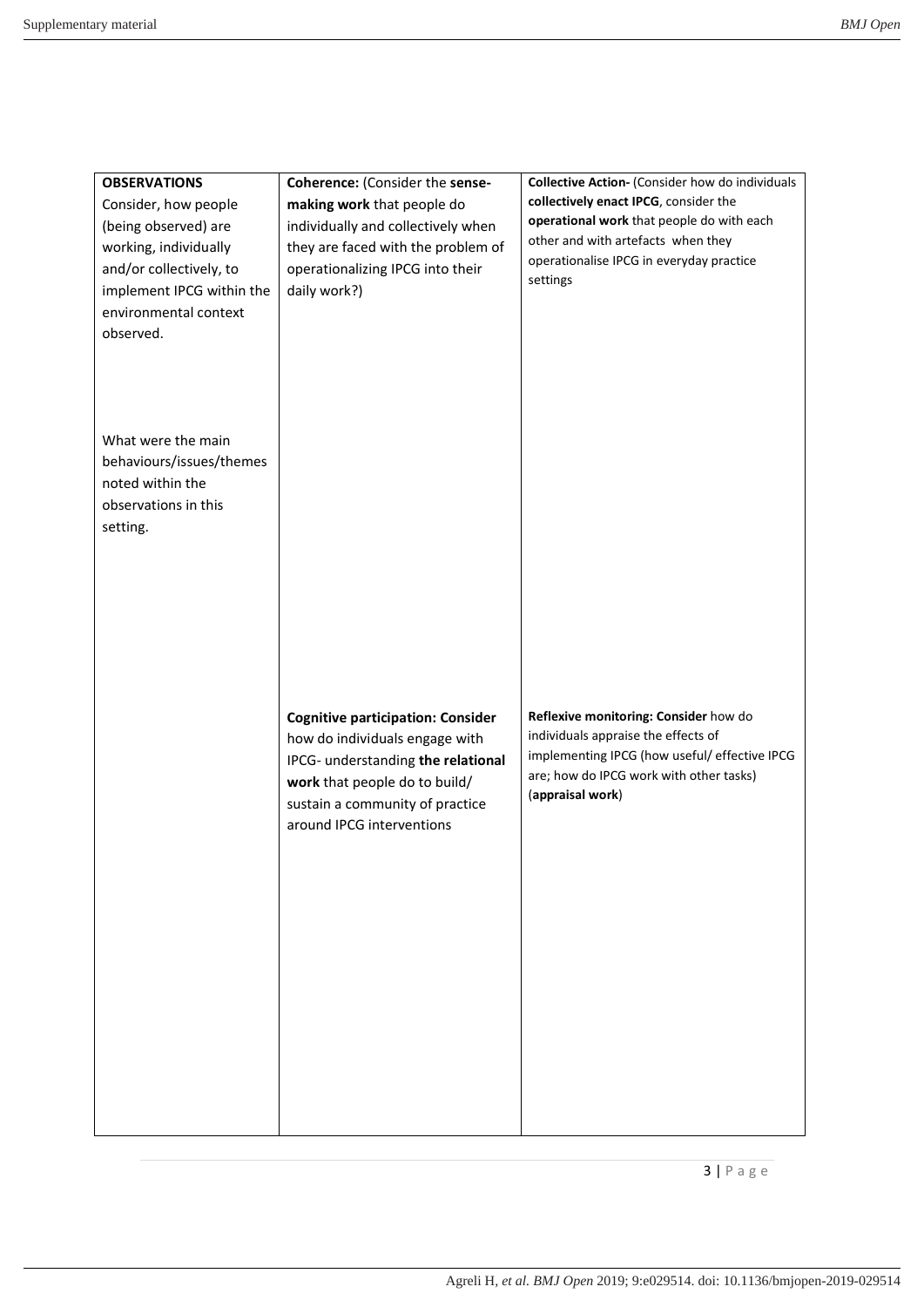| **OBSERVATIONS**<br>Consider, how people (being observed) are working, individually and/or collectively, to implement IPCG within the environmental context observed.<br><br>What were the main behaviours/issues/themes noted within the observations in this setting. | **Coherence:** (Consider the **sense-making work** that people do individually and collectively when they are faced with the problem of operationalizing IPCG into their daily work?) | **Collective Action-** (Consider how do individuals **collectively enact IPCG**, consider the **operational work** that people do with each other and with artefacts when they operationalise IPCG in everyday practice settings |
|---|---|---|
| | **Cognitive participation: Consider** how do individuals engage with IPCG- understanding **the relational work** that people do to build/ sustain a community of practice around IPCG interventions | **Reflexive monitoring: Consider** how do individuals appraise the effects of implementing IPCG (how useful/ effective IPCG are; how do IPCG work with other tasks) (**appraisal work**) |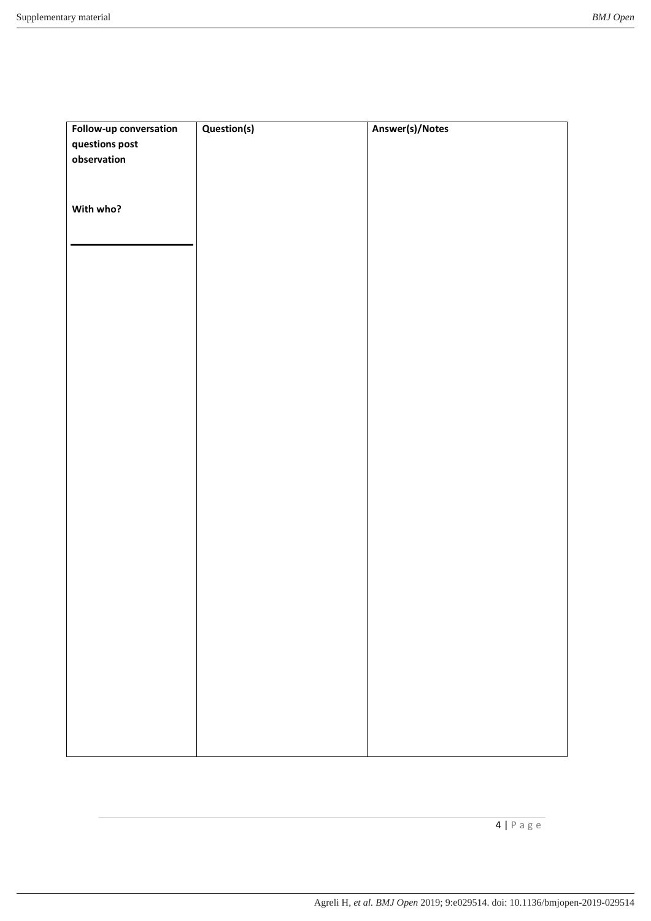| **Follow-up conversation questions post observation**<br><br>**With who?**<br><br>______ | **Question(s)** | **Answer(s)/Notes** |
| --- | --- | --- |
| | | |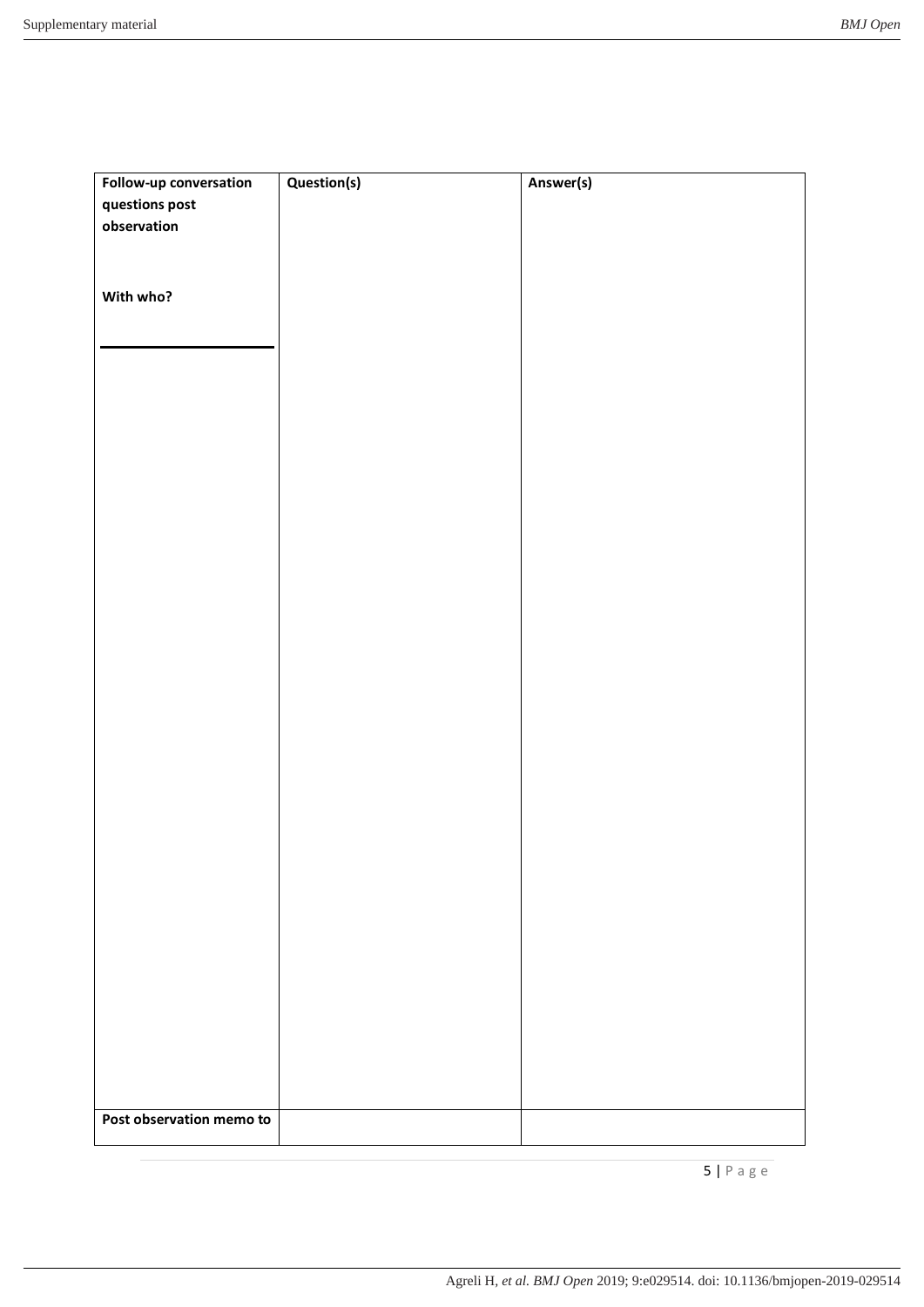| **Follow-up conversation questions post observation**<br><br>**With who?**<br><br>\_\_\_\_\_\_\_\_\_\_\_\_\_\_\_\_ | **Question(s)** | **Answer(s)** |
|---|---|---|
| **Post observation memo to** | | |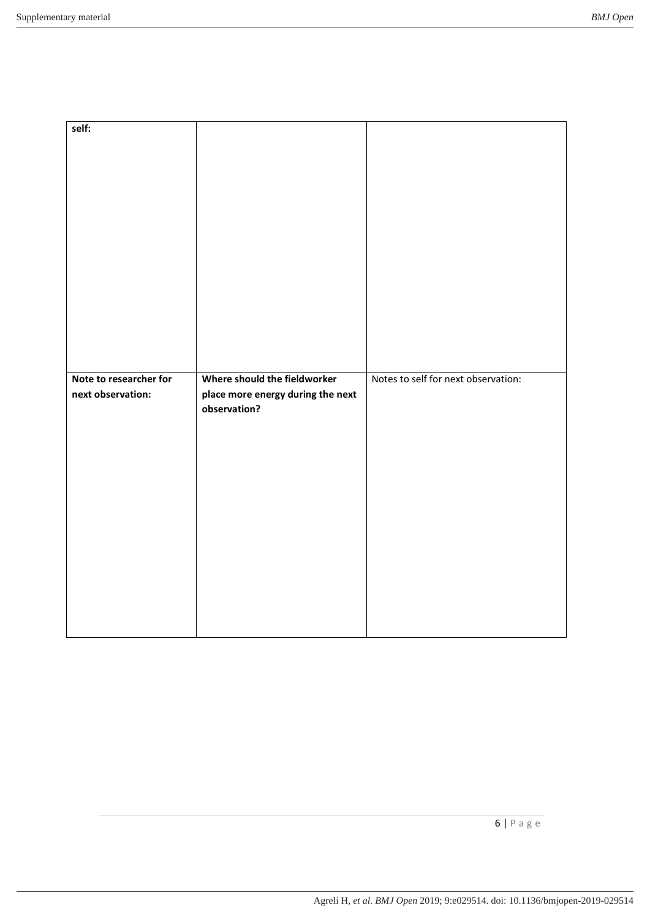| **self:** | | |
| --- | --- | --- |
| **Note to researcher for next observation:** | **Where should the fieldworker place more energy during the next observation?** | Notes to self for next observation: |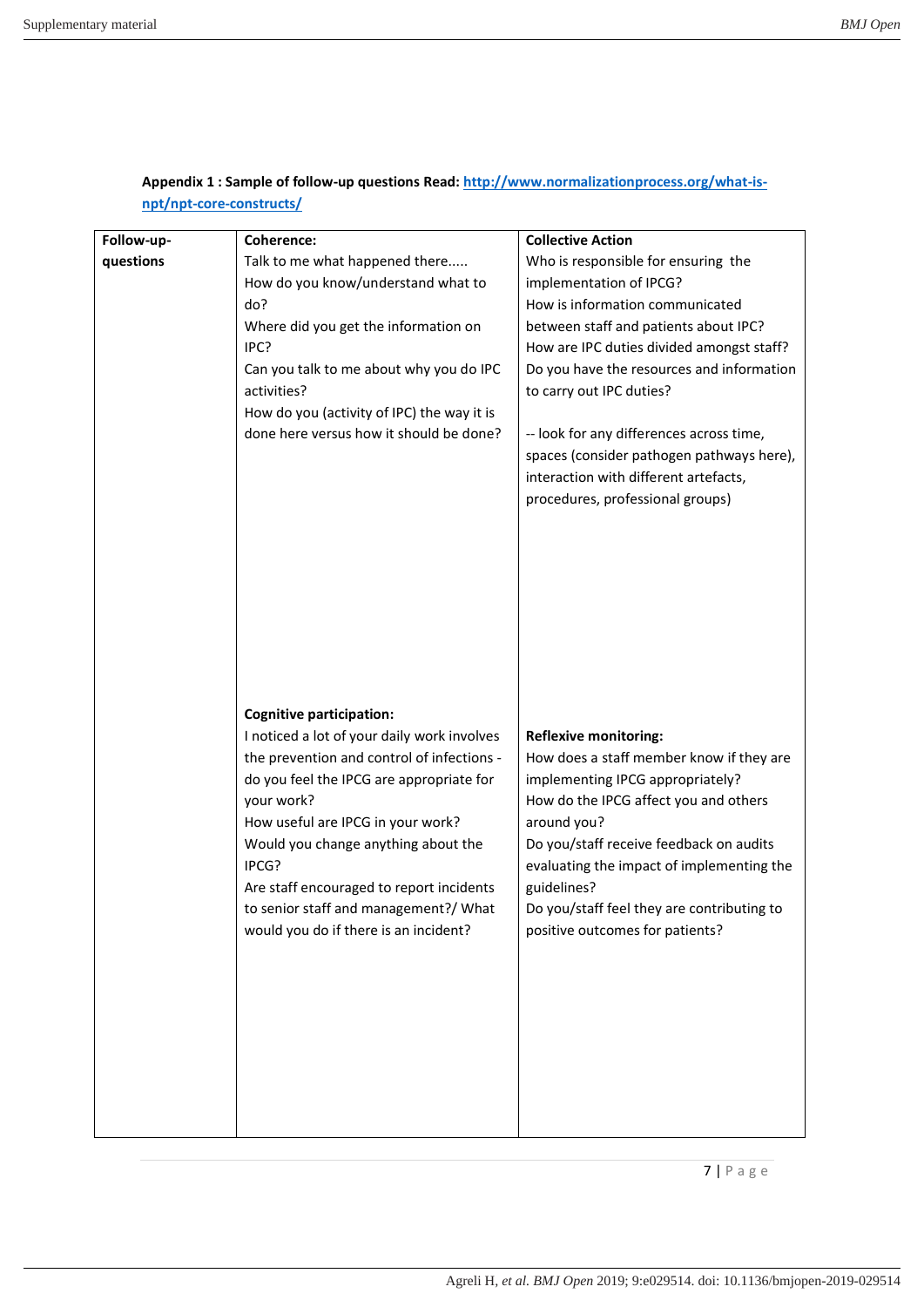**Appendix 1 : Sample of follow-up questions Read: [http://www.normalizationprocess.org/what-is-npt/npt-core-constructs/](http://www.normalizationprocess.org/what-is-npt/npt-core-constructs/)**

| Follow-up-questions | Coherence: | Collective Action |
|---|---|---|
| | Talk to me what happened there..... <br> How do you know/understand what to do? <br> Where did you get the information on IPC? <br> Can you talk to me about why you do IPC activities? <br> How do you (activity of IPC) the way it is done here versus how it should be done? | Who is responsible for ensuring the implementation of IPCG? <br> How is information communicated between staff and patients about IPC? <br> How are IPC duties divided amongst staff? <br> Do you have the resources and information to carry out IPC duties? <br><br> -- look for any differences across time, spaces (consider pathogen pathways here), interaction with different artefacts, procedures, professional groups) |
| | **Cognitive participation:** <br> I noticed a lot of your daily work involves the prevention and control of infections - do you feel the IPCG are appropriate for your work? <br> How useful are IPCG in your work? <br> Would you change anything about the IPCG? <br> Are staff encouraged to report incidents to senior staff and management?/ What would you do if there is an incident? | **Reflexive monitoring:** <br> How does a staff member know if they are implementing IPCG appropriately? <br> How do the IPCG affect you and others around you? <br> Do you/staff receive feedback on audits evaluating the impact of implementing the guidelines? <br> Do you/staff feel they are contributing to positive outcomes for patients? |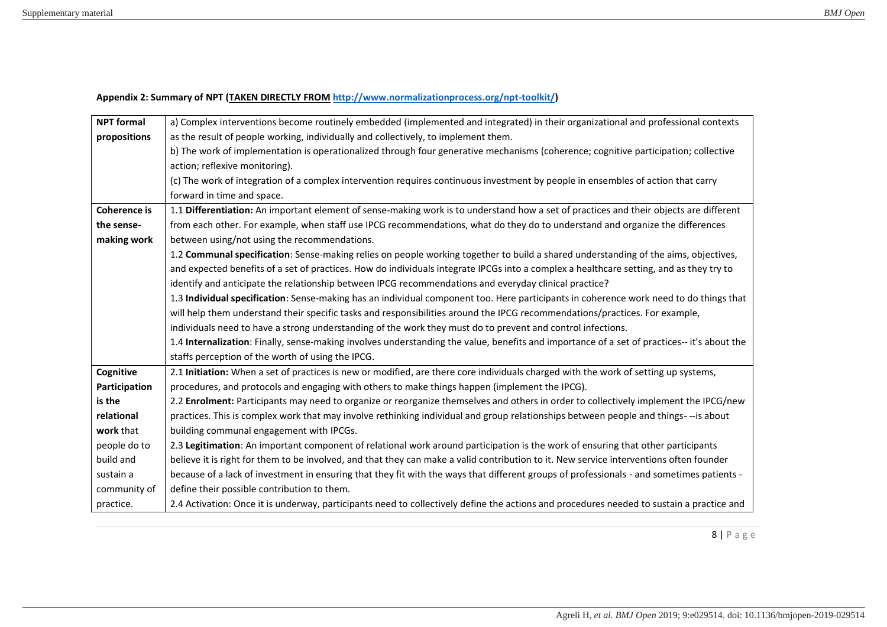**Appendix 2: Summary of NPT (TAKEN DIRECTLY FROM http://www.normalizationprocess.org/npt-toolkit/)**

| | |
|---|---|
| **NPT formal propositions** | a) Complex interventions become routinely embedded (implemented and integrated) in their organizational and professional contexts as the result of people working, individually and collectively, to implement them.<br>b) The work of implementation is operationalized through four generative mechanisms (coherence; cognitive participation; collective action; reflexive monitoring).<br>(c) The work of integration of a complex intervention requires continuous investment by people in ensembles of action that carry forward in time and space. |
| **Coherence is the sense-making work** | 1.1 **Differentiation:** An important element of sense-making work is to understand how a set of practices and their objects are different from each other. For example, when staff use IPCG recommendations, what do they do to understand and organize the differences between using/not using the recommendations.<br>1.2 **Communal specification**: Sense-making relies on people working together to build a shared understanding of the aims, objectives, and expected benefits of a set of practices. How do individuals integrate IPCGs into a complex a healthcare setting, and as they try to identify and anticipate the relationship between IPCG recommendations and everyday clinical practice?<br>1.3 **Individual specification**: Sense-making has an individual component too. Here participants in coherence work need to do things that will help them understand their specific tasks and responsibilities around the IPCG recommendations/practices. For example, individuals need to have a strong understanding of the work they must do to prevent and control infections.<br>1.4 **Internalization**: Finally, sense-making involves understanding the value, benefits and importance of a set of practices-- it's about the staffs perception of the worth of using the IPCG. |
| **Cognitive Participation is the relational work** that people do to build and sustain a community of practice. | 2.1 **Initiation:** When a set of practices is new or modified, are there core individuals charged with the work of setting up systems, procedures, and protocols and engaging with others to make things happen (implement the IPCG).<br>2.2 **Enrolment:** Participants may need to organize or reorganize themselves and others in order to collectively implement the IPCG/new practices. This is complex work that may involve rethinking individual and group relationships between people and things- --is about building communal engagement with IPCGs.<br>2.3 **Legitimation**: An important component of relational work around participation is the work of ensuring that other participants believe it is right for them to be involved, and that they can make a valid contribution to it. New service interventions often founder because of a lack of investment in ensuring that they fit with the ways that different groups of professionals - and sometimes patients - define their possible contribution to them.<br>2.4 Activation: Once it is underway, participants need to collectively define the actions and procedures needed to sustain a practice and |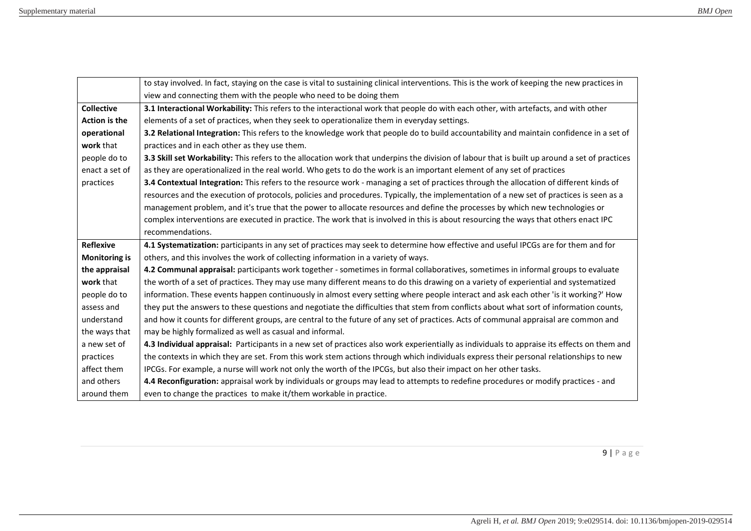| | |
|---|---|
| | to stay involved. In fact, staying on the case is vital to sustaining clinical interventions. This is the work of keeping the new practices in view and connecting them with the people who need to be doing them |
| **Collective Action is the operational work** that people do to enact a set of practices | **3.1 Interactional Workability:** This refers to the interactional work that people do with each other, with artefacts, and with other elements of a set of practices, when they seek to operationalize them in everyday settings.<br>**3.2 Relational Integration:** This refers to the knowledge work that people do to build accountability and maintain confidence in a set of practices and in each other as they use them.<br>**3.3 Skill set Workability:** This refers to the allocation work that underpins the division of labour that is built up around a set of practices as they are operationalized in the real world. Who gets to do the work is an important element of any set of practices<br>**3.4 Contextual Integration:** This refers to the resource work - managing a set of practices through the allocation of different kinds of resources and the execution of protocols, policies and procedures. Typically, the implementation of a new set of practices is seen as a management problem, and it's true that the power to allocate resources and define the processes by which new technologies or complex interventions are executed in practice. The work that is involved in this is about resourcing the ways that others enact IPC recommendations. |
| **Reflexive Monitoring is the appraisal work** that people do to assess and understand the ways that a new set of practices affect them and others around them | **4.1 Systematization:** participants in any set of practices may seek to determine how effective and useful IPCGs are for them and for others, and this involves the work of collecting information in a variety of ways.<br>**4.2 Communal appraisal:** participants work together - sometimes in formal collaboratives, sometimes in informal groups to evaluate the worth of a set of practices. They may use many different means to do this drawing on a variety of experiential and systematized information. These events happen continuously in almost every setting where people interact and ask each other 'is it working?' How they put the answers to these questions and negotiate the difficulties that stem from conflicts about what sort of information counts, and how it counts for different groups, are central to the future of any set of practices. Acts of communal appraisal are common and may be highly formalized as well as casual and informal.<br>**4.3 Individual appraisal:** Participants in a new set of practices also work experientially as individuals to appraise its effects on them and the contexts in which they are set. From this work stem actions through which individuals express their personal relationships to new IPCGs. For example, a nurse will work not only the worth of the IPCGs, but also their impact on her other tasks.<br>**4.4 Reconfiguration:** appraisal work by individuals or groups may lead to attempts to redefine procedures or modify practices - and even to change the practices to make it/them workable in practice. |